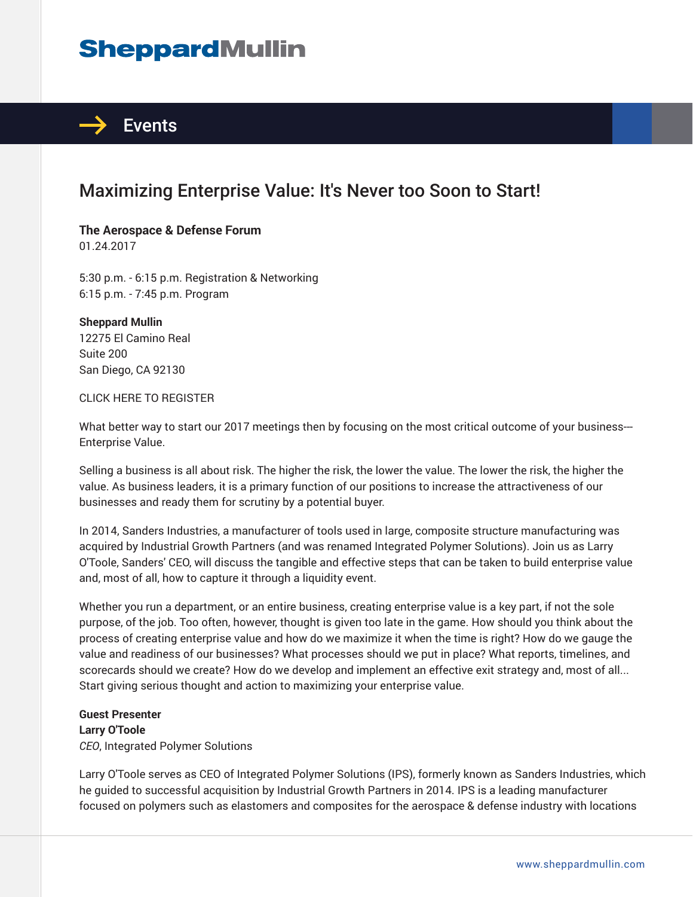# Maximizing Enterprise Value: It's Never too Soon to Start!

**The Aerospace & Defense Forum**
01.24.2017

5:30 p.m. - 6:15 p.m. Registration & Networking
6:15 p.m. - 7:45 p.m. Program

**Sheppard Mullin**
12275 El Camino Real
Suite 200
San Diego, CA 92130

CLICK HERE TO REGISTER

What better way to start our 2017 meetings then by focusing on the most critical outcome of your business---Enterprise Value.

Selling a business is all about risk. The higher the risk, the lower the value. The lower the risk, the higher the value. As business leaders, it is a primary function of our positions to increase the attractiveness of our businesses and ready them for scrutiny by a potential buyer.

In 2014, Sanders Industries, a manufacturer of tools used in large, composite structure manufacturing was acquired by Industrial Growth Partners (and was renamed Integrated Polymer Solutions). Join us as Larry O'Toole, Sanders' CEO, will discuss the tangible and effective steps that can be taken to build enterprise value and, most of all, how to capture it through a liquidity event.

Whether you run a department, or an entire business, creating enterprise value is a key part, if not the sole purpose, of the job. Too often, however, thought is given too late in the game. How should you think about the process of creating enterprise value and how do we maximize it when the time is right? How do we gauge the value and readiness of our businesses? What processes should we put in place? What reports, timelines, and scorecards should we create? How do we develop and implement an effective exit strategy and, most of all... Start giving serious thought and action to maximizing your enterprise value.

**Guest Presenter**
**Larry O'Toole**
*CEO*, Integrated Polymer Solutions

Larry O'Toole serves as CEO of Integrated Polymer Solutions (IPS), formerly known as Sanders Industries, which he guided to successful acquisition by Industrial Growth Partners in 2014. IPS is a leading manufacturer focused on polymers such as elastomers and composites for the aerospace & defense industry with locations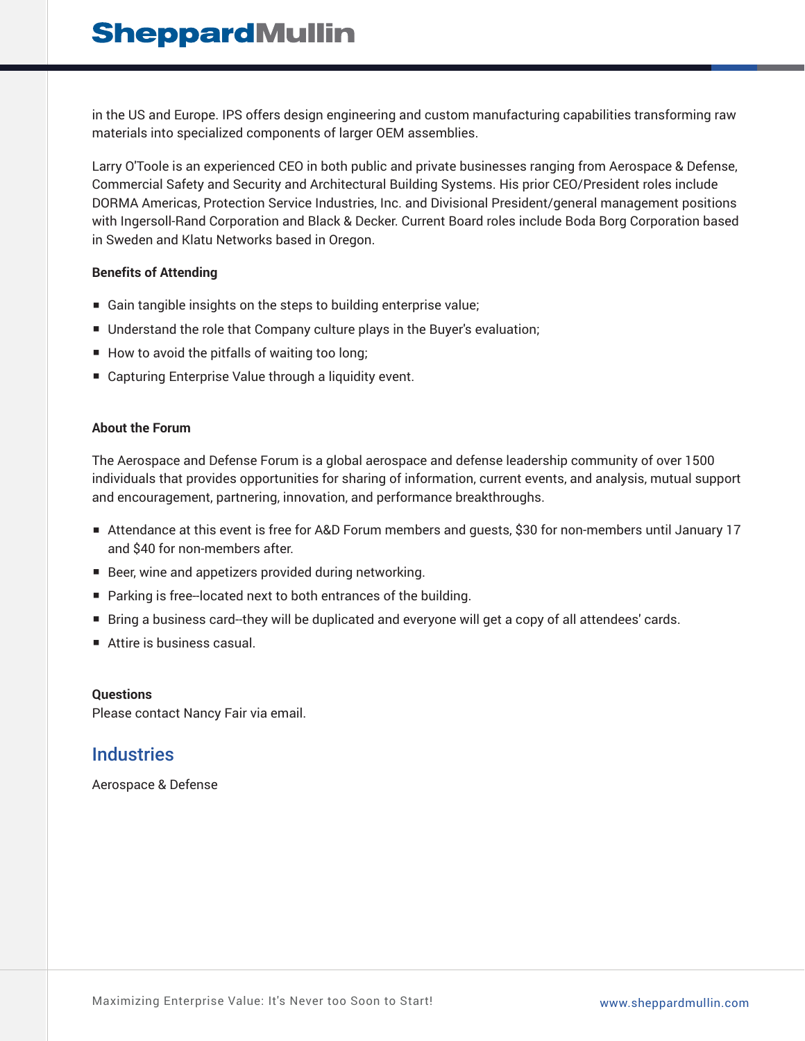in the US and Europe. IPS offers design engineering and custom manufacturing capabilities transforming raw materials into specialized components of larger OEM assemblies.

Larry O'Toole is an experienced CEO in both public and private businesses ranging from Aerospace & Defense, Commercial Safety and Security and Architectural Building Systems. His prior CEO/President roles include DORMA Americas, Protection Service Industries, Inc. and Divisional President/general management positions with Ingersoll-Rand Corporation and Black & Decker. Current Board roles include Boda Borg Corporation based in Sweden and Klatu Networks based in Oregon.

**Benefits of Attending**

- Gain tangible insights on the steps to building enterprise value;
- Understand the role that Company culture plays in the Buyer's evaluation;
- How to avoid the pitfalls of waiting too long;
- Capturing Enterprise Value through a liquidity event.

**About the Forum**

The Aerospace and Defense Forum is a global aerospace and defense leadership community of over 1500 individuals that provides opportunities for sharing of information, current events, and analysis, mutual support and encouragement, partnering, innovation, and performance breakthroughs.

- Attendance at this event is free for A&D Forum members and guests, $30 for non-members until January 17 and $40 for non-members after.
- Beer, wine and appetizers provided during networking.
- Parking is free--located next to both entrances of the building.
- Bring a business card--they will be duplicated and everyone will get a copy of all attendees' cards.
- Attire is business casual.

**Questions**
Please contact Nancy Fair via email.

## Industries

Aerospace & Defense